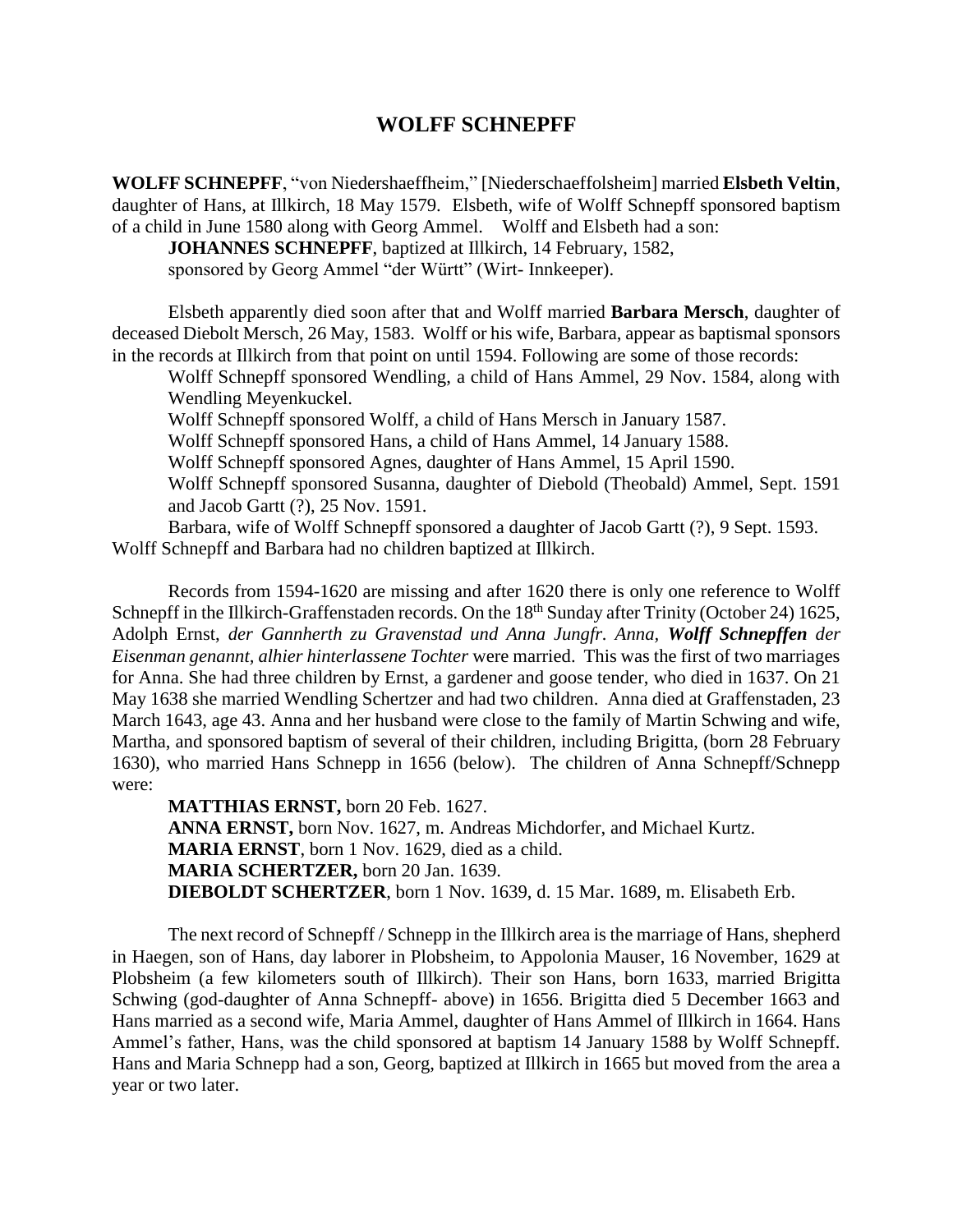# WOLFF SCHNEPFF

**WOLFF SCHNEPFF**, "von Niedershaeffheim," [Niederschaeffolsheim] married **Elsbeth Veltin**, daughter of Hans, at Illkirch, 18 May 1579. Elsbeth, wife of Wolff Schnepff sponsored baptism of a child in June 1580 along with Georg Ammel. Wolff and Elsbeth had a son:

**JOHANNES SCHNEPFF**, baptized at Illkirch, 14 February, 1582, sponsored by Georg Ammel "der Württ" (Wirt- Innkeeper).

Elsbeth apparently died soon after that and Wolff married **Barbara Mersch**, daughter of deceased Diebolt Mersch, 26 May, 1583. Wolff or his wife, Barbara, appear as baptismal sponsors in the records at Illkirch from that point on until 1594. Following are some of those records:

Wolff Schnepff sponsored Wendling, a child of Hans Ammel, 29 Nov. 1584, along with Wendling Meyenkuckel.

Wolff Schnepff sponsored Wolff, a child of Hans Mersch in January 1587.

Wolff Schnepff sponsored Hans, a child of Hans Ammel, 14 January 1588.

Wolff Schnepff sponsored Agnes, daughter of Hans Ammel, 15 April 1590.

Wolff Schnepff sponsored Susanna, daughter of Diebold (Theobald) Ammel, Sept. 1591 and Jacob Gartt (?), 25 Nov. 1591.

Barbara, wife of Wolff Schnepff sponsored a daughter of Jacob Gartt (?), 9 Sept. 1593.

Wolff Schnepff and Barbara had no children baptized at Illkirch.

Records from 1594-1620 are missing and after 1620 there is only one reference to Wolff Schnepff in the Illkirch-Graffenstaden records. On the 18th Sunday after Trinity (October 24) 1625, Adolph Ernst, *der Gannherth zu Gravenstad und Anna Jungfr. Anna, **Wolff Schnepffen** der Eisenman genannt, alhier hinterlassene Tochter* were married. This was the first of two marriages for Anna. She had three children by Ernst, a gardener and goose tender, who died in 1637. On 21 May 1638 she married Wendling Schertzer and had two children. Anna died at Graffenstaden, 23 March 1643, age 43. Anna and her husband were close to the family of Martin Schwing and wife, Martha, and sponsored baptism of several of their children, including Brigitta, (born 28 February 1630), who married Hans Schnepp in 1656 (below). The children of Anna Schnepff/Schnepp were:

**MATTHIAS ERNST,** born 20 Feb. 1627.
**ANNA ERNST,** born Nov. 1627, m. Andreas Michdorfer, and Michael Kurtz.
**MARIA ERNST**, born 1 Nov. 1629, died as a child.
**MARIA SCHERTZER,** born 20 Jan. 1639.
**DIEBOLDT SCHERTZER**, born 1 Nov. 1639, d. 15 Mar. 1689, m. Elisabeth Erb.

The next record of Schnepff / Schnepp in the Illkirch area is the marriage of Hans, shepherd in Haegen, son of Hans, day laborer in Plobsheim, to Appolonia Mauser, 16 November, 1629 at Plobsheim (a few kilometers south of Illkirch). Their son Hans, born 1633, married Brigitta Schwing (god-daughter of Anna Schnepff- above) in 1656. Brigitta died 5 December 1663 and Hans married as a second wife, Maria Ammel, daughter of Hans Ammel of Illkirch in 1664. Hans Ammel's father, Hans, was the child sponsored at baptism 14 January 1588 by Wolff Schnepff. Hans and Maria Schnepp had a son, Georg, baptized at Illkirch in 1665 but moved from the area a year or two later.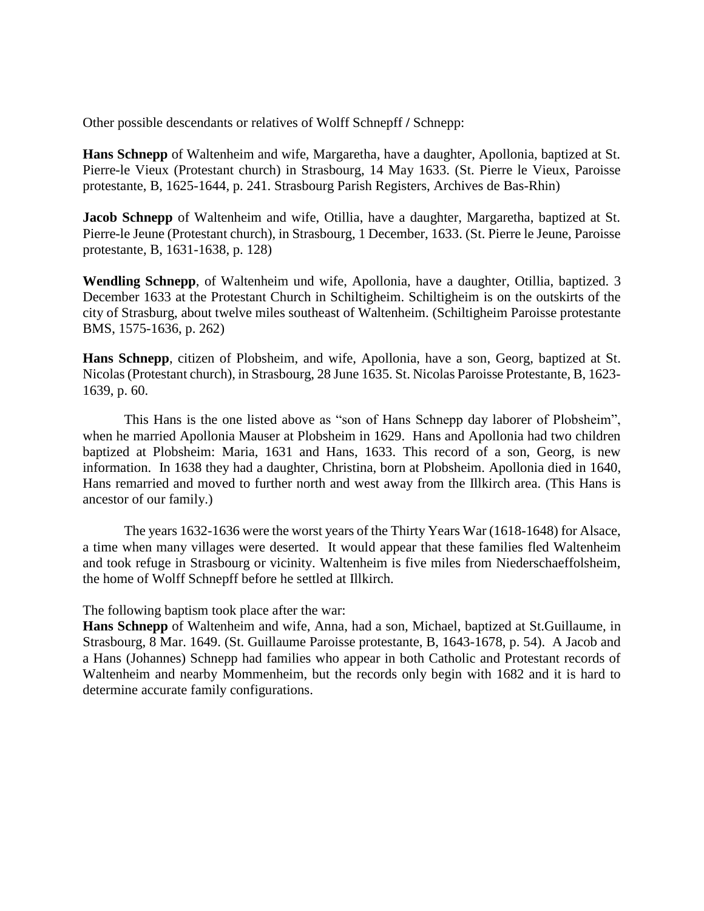Other possible descendants or relatives of Wolff Schnepff / Schnepp:

**Hans Schnepp** of Waltenheim and wife, Margaretha, have a daughter, Apollonia, baptized at St. Pierre-le Vieux (Protestant church) in Strasbourg, 14 May 1633. (St. Pierre le Vieux, Paroisse protestante, B, 1625-1644, p. 241. Strasbourg Parish Registers, Archives de Bas-Rhin)

**Jacob Schnepp** of Waltenheim and wife, Otillia, have a daughter, Margaretha, baptized at St. Pierre-le Jeune (Protestant church), in Strasbourg, 1 December, 1633. (St. Pierre le Jeune, Paroisse protestante, B, 1631-1638, p. 128)

**Wendling Schnepp**, of Waltenheim und wife, Apollonia, have a daughter, Otillia, baptized. 3 December 1633 at the Protestant Church in Schiltigheim. Schiltigheim is on the outskirts of the city of Strasburg, about twelve miles southeast of Waltenheim. (Schiltigheim Paroisse protestante BMS, 1575-1636, p. 262)

**Hans Schnepp**, citizen of Plobsheim, and wife, Apollonia, have a son, Georg, baptized at St. Nicolas (Protestant church), in Strasbourg, 28 June 1635. St. Nicolas Paroisse Protestante, B, 1623-1639, p. 60.

This Hans is the one listed above as "son of Hans Schnepp day laborer of Plobsheim", when he married Apollonia Mauser at Plobsheim in 1629. Hans and Apollonia had two children baptized at Plobsheim: Maria, 1631 and Hans, 1633. This record of a son, Georg, is new information. In 1638 they had a daughter, Christina, born at Plobsheim. Apollonia died in 1640, Hans remarried and moved to further north and west away from the Illkirch area. (This Hans is ancestor of our family.)

The years 1632-1636 were the worst years of the Thirty Years War (1618-1648) for Alsace, a time when many villages were deserted. It would appear that these families fled Waltenheim and took refuge in Strasbourg or vicinity. Waltenheim is five miles from Niederschaeffolsheim, the home of Wolff Schnepff before he settled at Illkirch.

The following baptism took place after the war:
**Hans Schnepp** of Waltenheim and wife, Anna, had a son, Michael, baptized at St.Guillaume, in Strasbourg, 8 Mar. 1649. (St. Guillaume Paroisse protestante, B, 1643-1678, p. 54). A Jacob and a Hans (Johannes) Schnepp had families who appear in both Catholic and Protestant records of Waltenheim and nearby Mommenheim, but the records only begin with 1682 and it is hard to determine accurate family configurations.